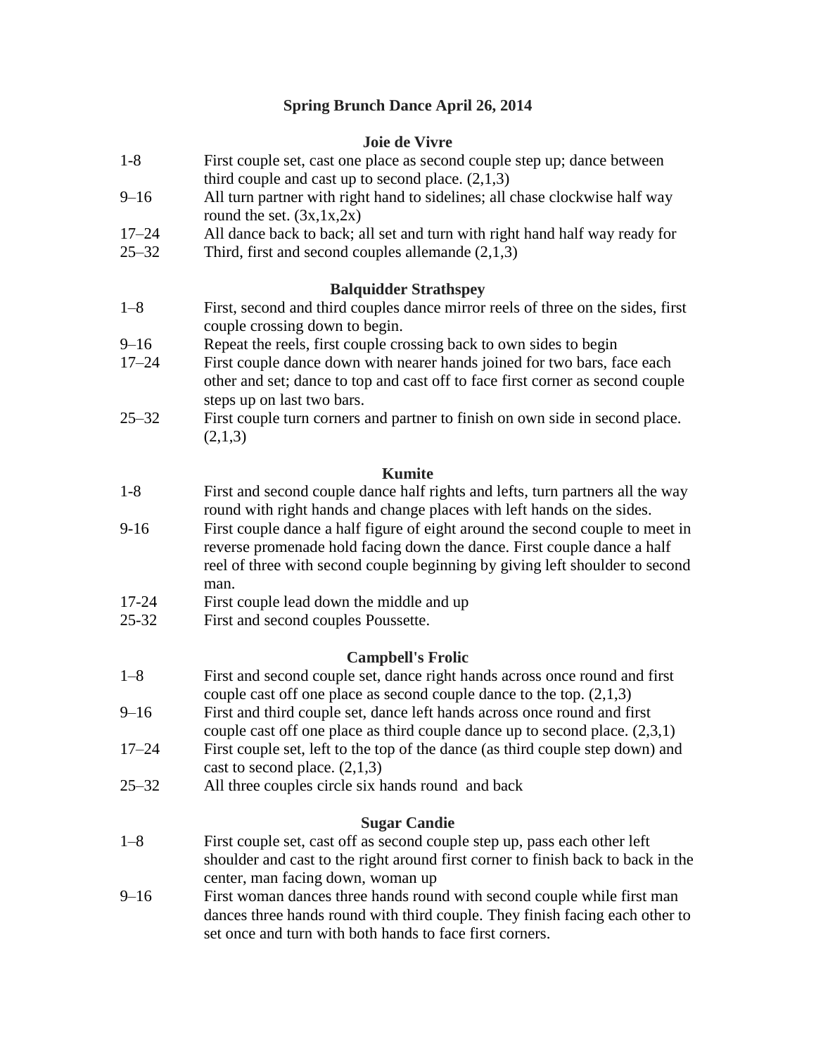# Spring Brunch Dance April 26, 2014

## Joie de Vivre

| | |
|---|---|
| 1-8 | First couple set, cast one place as second couple step up; dance between third couple and cast up to second place. (2,1,3) |
| 9–16 | All turn partner with right hand to sidelines; all chase clockwise half way round the set. (3x,1x,2x) |
| 17–24 | All dance back to back; all set and turn with right hand half way ready for |
| 25–32 | Third, first and second couples allemande (2,1,3) |

## Balquidder Strathspey

| | |
|---|---|
| 1–8 | First, second and third couples dance mirror reels of three on the sides, first couple crossing down to begin. |
| 9–16 | Repeat the reels, first couple crossing back to own sides to begin |
| 17–24 | First couple dance down with nearer hands joined for two bars, face each other and set; dance to top and cast off to face first corner as second couple steps up on last two bars. |
| 25–32 | First couple turn corners and partner to finish on own side in second place. (2,1,3) |

## Kumite

| | |
|---|---|
| 1-8 | First and second couple dance half rights and lefts, turn partners all the way round with right hands and change places with left hands on the sides. |
| 9-16 | First couple dance a half figure of eight around the second couple to meet in reverse promenade hold facing down the dance. First couple dance a half reel of three with second couple beginning by giving left shoulder to second man. |
| 17-24 | First couple lead down the middle and up |
| 25-32 | First and second couples Poussette. |

## Campbell's Frolic

| | |
|---|---|
| 1–8 | First and second couple set, dance right hands across once round and first couple cast off one place as second couple dance to the top. (2,1,3) |
| 9–16 | First and third couple set, dance left hands across once round and first couple cast off one place as third couple dance up to second place. (2,3,1) |
| 17–24 | First couple set, left to the top of the dance (as third couple step down) and cast to second place. (2,1,3) |
| 25–32 | All three couples circle six hands round and back |

## Sugar Candie

| | |
|---|---|
| 1–8 | First couple set, cast off as second couple step up, pass each other left shoulder and cast to the right around first corner to finish back to back in the center, man facing down, woman up |
| 9–16 | First woman dances three hands round with second couple while first man dances three hands round with third couple. They finish facing each other to set once and turn with both hands to face first corners. |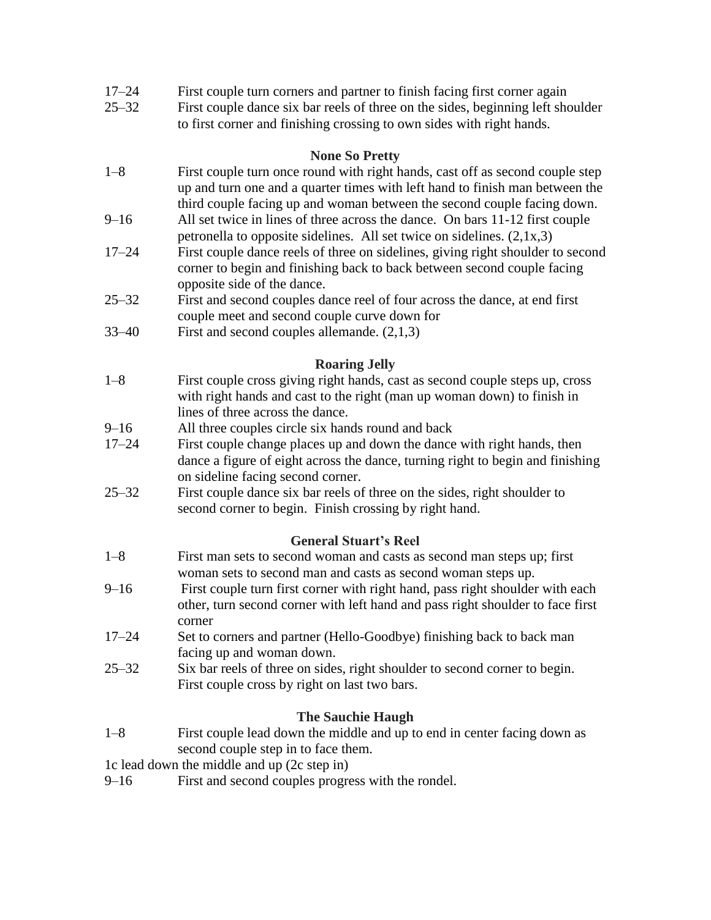17–24 First couple turn corners and partner to finish facing first corner again

25–32 First couple dance six bar reels of three on the sides, beginning left shoulder to first corner and finishing crossing to own sides with right hands.

### None So Pretty

1–8 First couple turn once round with right hands, cast off as second couple step up and turn one and a quarter times with left hand to finish man between the third couple facing up and woman between the second couple facing down.

9–16 All set twice in lines of three across the dance. On bars 11-12 first couple petronella to opposite sidelines. All set twice on sidelines. (2,1x,3)

17–24 First couple dance reels of three on sidelines, giving right shoulder to second corner to begin and finishing back to back between second couple facing opposite side of the dance.

25–32 First and second couples dance reel of four across the dance, at end first couple meet and second couple curve down for

33–40 First and second couples allemande. (2,1,3)

### Roaring Jelly

1–8 First couple cross giving right hands, cast as second couple steps up, cross with right hands and cast to the right (man up woman down) to finish in lines of three across the dance.

9–16 All three couples circle six hands round and back

17–24 First couple change places up and down the dance with right hands, then dance a figure of eight across the dance, turning right to begin and finishing on sideline facing second corner.

25–32 First couple dance six bar reels of three on the sides, right shoulder to second corner to begin. Finish crossing by right hand.

### General Stuart's Reel

1–8 First man sets to second woman and casts as second man steps up; first woman sets to second man and casts as second woman steps up.

9–16 First couple turn first corner with right hand, pass right shoulder with each other, turn second corner with left hand and pass right shoulder to face first corner

17–24 Set to corners and partner (Hello-Goodbye) finishing back to back man facing up and woman down.

25–32 Six bar reels of three on sides, right shoulder to second corner to begin. First couple cross by right on last two bars.

### The Sauchie Haugh

1–8 First couple lead down the middle and up to end in center facing down as second couple step in to face them.

1c lead down the middle and up (2c step in)

9–16 First and second couples progress with the rondel.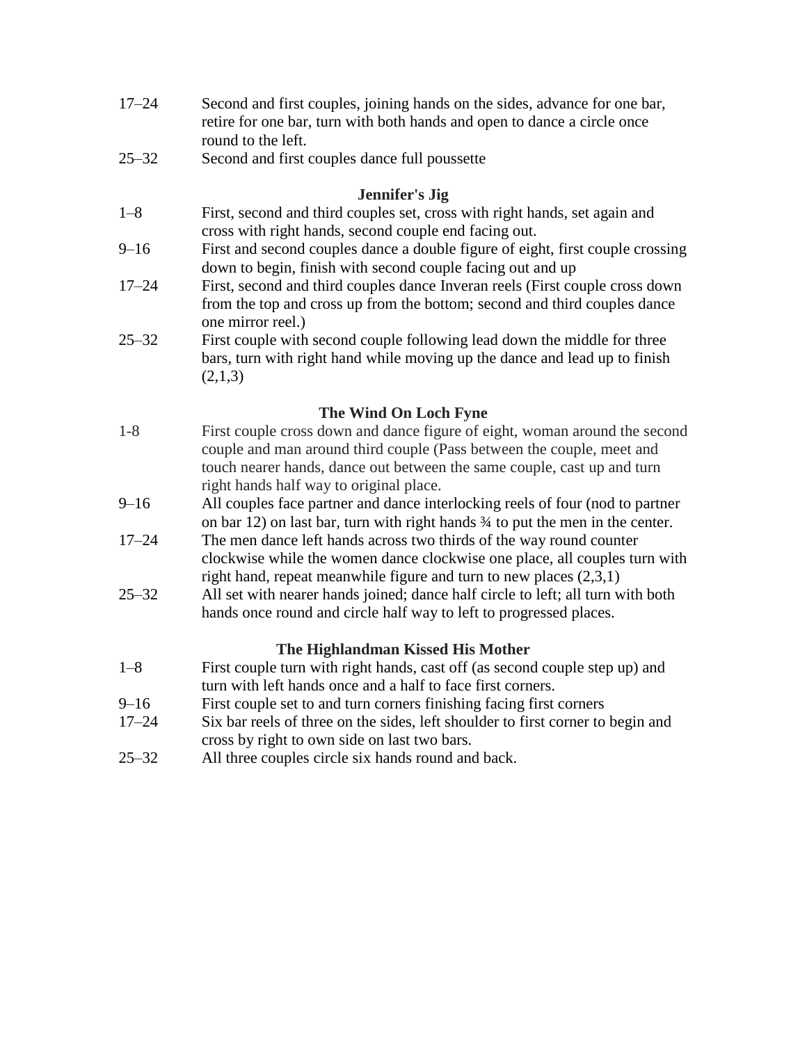| | |
|---|---|
| 17–24 | Second and first couples, joining hands on the sides, advance for one bar, retire for one bar, turn with both hands and open to dance a circle once round to the left. |
| 25–32 | Second and first couples dance full poussette |

### Jennifer's Jig

| | |
|---|---|
| 1–8 | First, second and third couples set, cross with right hands, set again and cross with right hands, second couple end facing out. |
| 9–16 | First and second couples dance a double figure of eight, first couple crossing down to begin, finish with second couple facing out and up |
| 17–24 | First, second and third couples dance Inveran reels (First couple cross down from the top and cross up from the bottom; second and third couples dance one mirror reel.) |
| 25–32 | First couple with second couple following lead down the middle for three bars, turn with right hand while moving up the dance and lead up to finish (2,1,3) |

### The Wind On Loch Fyne

| | |
|---|---|
| 1-8 | First couple cross down and dance figure of eight, woman around the second couple and man around third couple (Pass between the couple, meet and touch nearer hands, dance out between the same couple, cast up and turn right hands half way to original place. |
| 9–16 | All couples face partner and dance interlocking reels of four (nod to partner on bar 12) on last bar, turn with right hands ¾ to put the men in the center. |
| 17–24 | The men dance left hands across two thirds of the way round counter clockwise while the women dance clockwise one place, all couples turn with right hand, repeat meanwhile figure and turn to new places (2,3,1) |
| 25–32 | All set with nearer hands joined; dance half circle to left; all turn with both hands once round and circle half way to left to progressed places. |

### The Highlandman Kissed His Mother

| | |
|---|---|
| 1–8 | First couple turn with right hands, cast off (as second couple step up) and turn with left hands once and a half to face first corners. |
| 9–16 | First couple set to and turn corners finishing facing first corners |
| 17–24 | Six bar reels of three on the sides, left shoulder to first corner to begin and cross by right to own side on last two bars. |
| 25–32 | All three couples circle six hands round and back. |